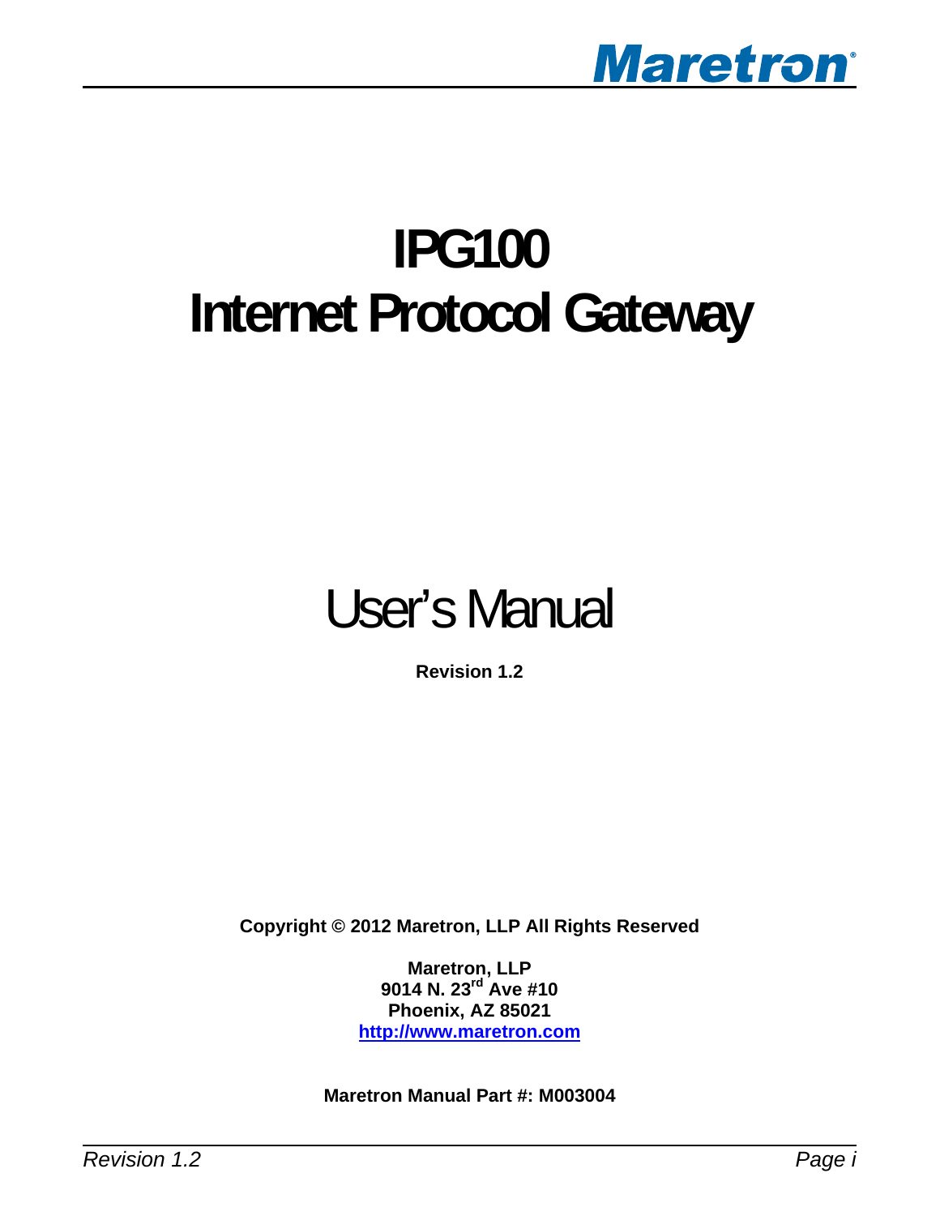Maretron

# IPG100
# Internet Protocol Gateway

## User's Manual

**Revision 1.2**

**Copyright © 2012 Maretron, LLP All Rights Reserved**

**Maretron, LLP**
**9014 N. 23rd Ave #10**
**Phoenix, AZ 85021**
**http://www.maretron.com**

**Maretron Manual Part #: M003004**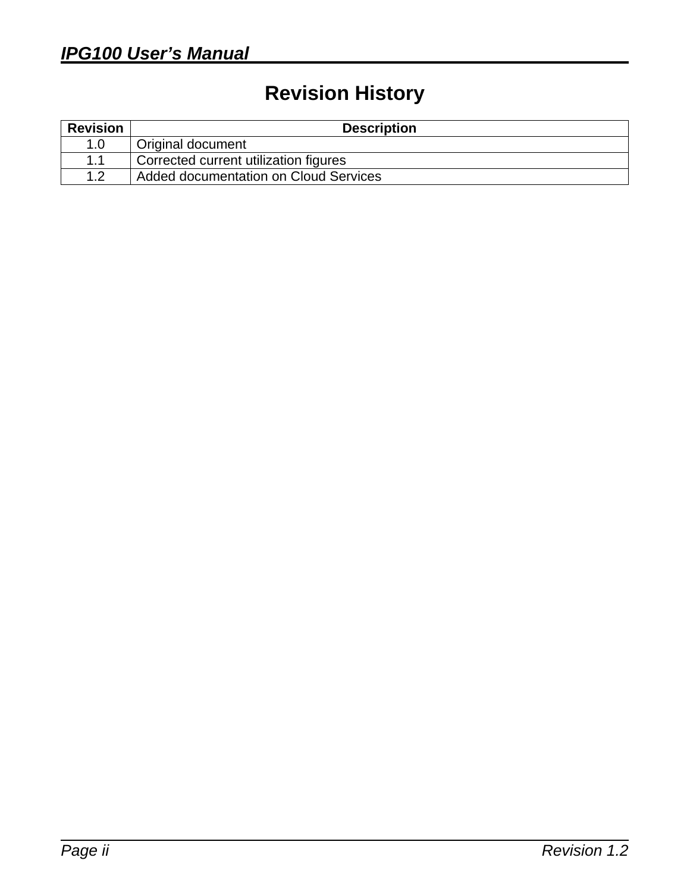# Revision History

| Revision | Description |
|---|---|
| 1.0 | Original document |
| 1.1 | Corrected current utilization figures |
| 1.2 | Added documentation on Cloud Services |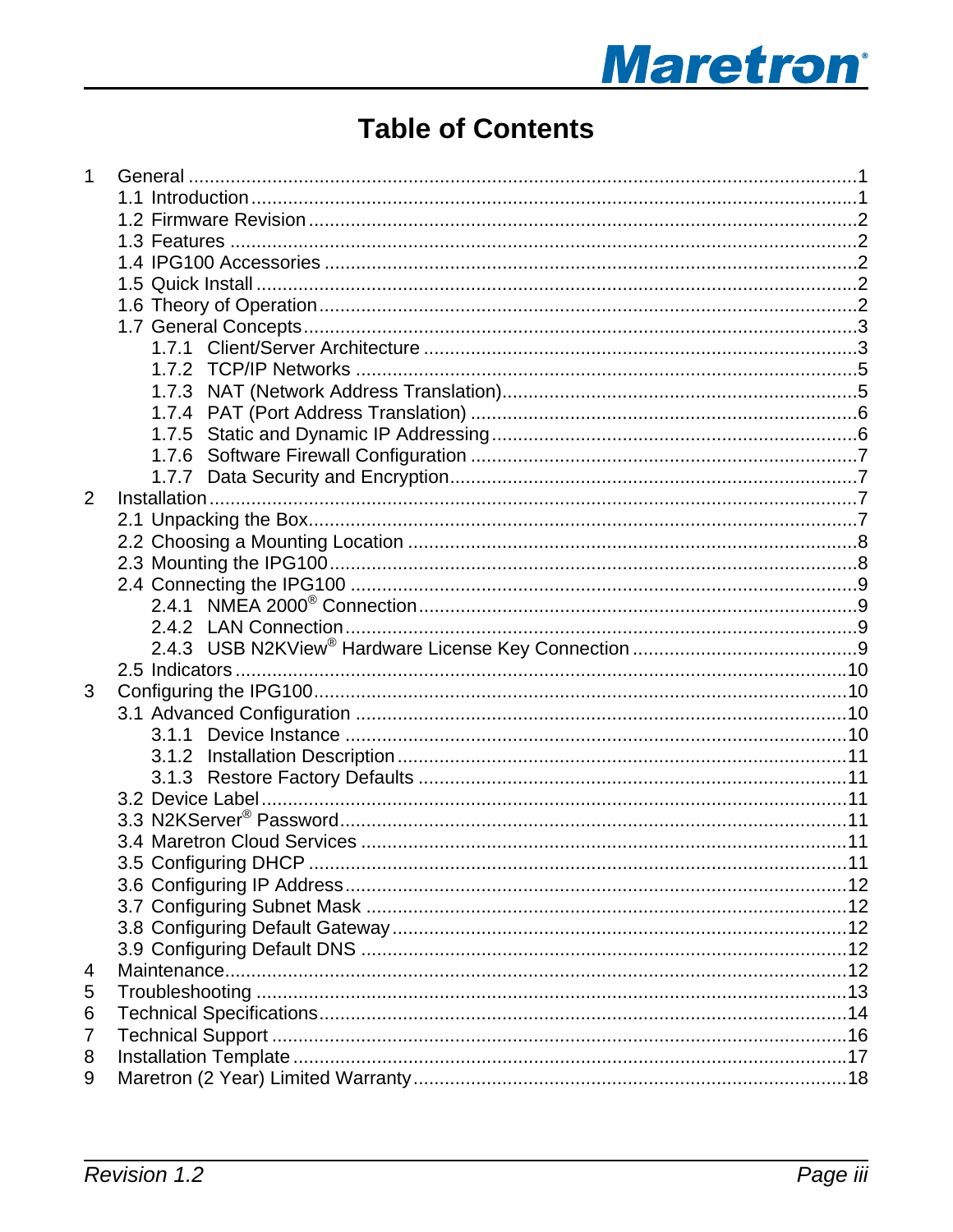# Table of Contents

1 General ... 1
- 1.1 Introduction ... 1
- 1.2 Firmware Revision ... 2
- 1.3 Features ... 2
- 1.4 IPG100 Accessories ... 2
- 1.5 Quick Install ... 2
- 1.6 Theory of Operation ... 2
- 1.7 General Concepts ... 3
  - 1.7.1 Client/Server Architecture ... 3
  - 1.7.2 TCP/IP Networks ... 5
  - 1.7.3 NAT (Network Address Translation) ... 5
  - 1.7.4 PAT (Port Address Translation) ... 6
  - 1.7.5 Static and Dynamic IP Addressing ... 6
  - 1.7.6 Software Firewall Configuration ... 7
  - 1.7.7 Data Security and Encryption ... 7

2 Installation ... 7
- 2.1 Unpacking the Box ... 7
- 2.2 Choosing a Mounting Location ... 8
- 2.3 Mounting the IPG100 ... 8
- 2.4 Connecting the IPG100 ... 9
  - 2.4.1 NMEA 2000® Connection ... 9
  - 2.4.2 LAN Connection ... 9
  - 2.4.3 USB N2KView® Hardware License Key Connection ... 9
- 2.5 Indicators ... 10

3 Configuring the IPG100 ... 10
- 3.1 Advanced Configuration ... 10
  - 3.1.1 Device Instance ... 10
  - 3.1.2 Installation Description ... 11
  - 3.1.3 Restore Factory Defaults ... 11
- 3.2 Device Label ... 11
- 3.3 N2KServer® Password ... 11
- 3.4 Maretron Cloud Services ... 11
- 3.5 Configuring DHCP ... 11
- 3.6 Configuring IP Address ... 12
- 3.7 Configuring Subnet Mask ... 12
- 3.8 Configuring Default Gateway ... 12
- 3.9 Configuring Default DNS ... 12

4 Maintenance ... 12

5 Troubleshooting ... 13

6 Technical Specifications ... 14

7 Technical Support ... 16

8 Installation Template ... 17

9 Maretron (2 Year) Limited Warranty ... 18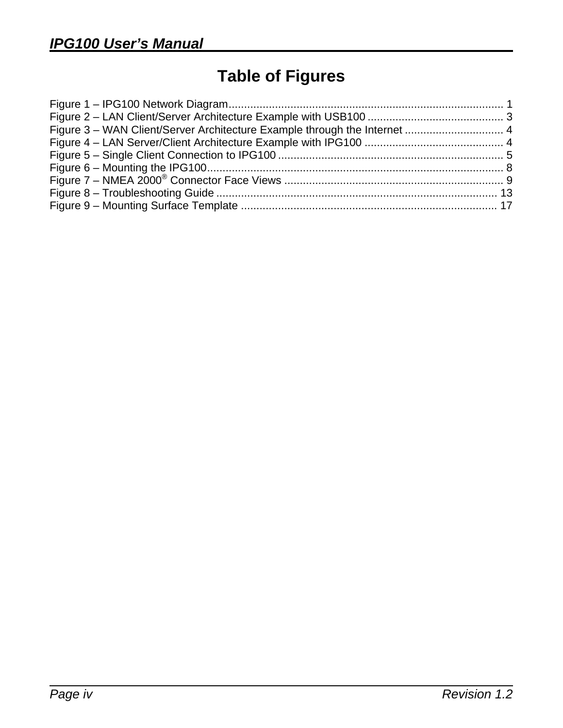# Table of Figures

Figure 1 – IPG100 Network Diagram........................................................................................ 1
Figure 2 – LAN Client/Server Architecture Example with USB100 ........................................... 3
Figure 3 – WAN Client/Server Architecture Example through the Internet ................................ 4
Figure 4 – LAN Server/Client Architecture Example with IPG100 ............................................ 4
Figure 5 – Single Client Connection to IPG100 ........................................................................ 5
Figure 6 – Mounting the IPG100................................................................................................ 8
Figure 7 – NMEA 2000® Connector Face Views ....................................................................... 9
Figure 8 – Troubleshooting Guide ........................................................................................... 13
Figure 9 – Mounting Surface Template ................................................................................... 17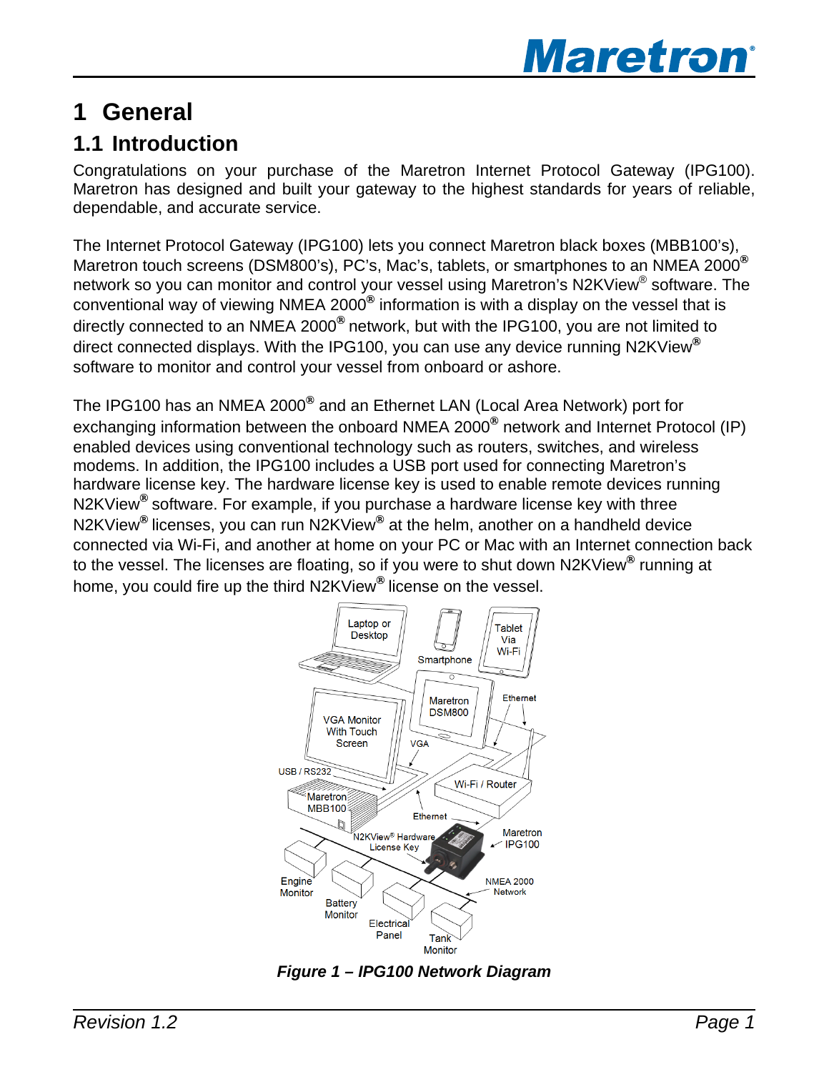# 1 General

## 1.1 Introduction

Congratulations on your purchase of the Maretron Internet Protocol Gateway (IPG100). Maretron has designed and built your gateway to the highest standards for years of reliable, dependable, and accurate service.

The Internet Protocol Gateway (IPG100) lets you connect Maretron black boxes (MBB100's), Maretron touch screens (DSM800's), PC's, Mac's, tablets, or smartphones to an NMEA 2000® network so you can monitor and control your vessel using Maretron's N2KView® software. The conventional way of viewing NMEA 2000® information is with a display on the vessel that is directly connected to an NMEA 2000® network, but with the IPG100, you are not limited to direct connected displays. With the IPG100, you can use any device running N2KView® software to monitor and control your vessel from onboard or ashore.

The IPG100 has an NMEA 2000® and an Ethernet LAN (Local Area Network) port for exchanging information between the onboard NMEA 2000® network and Internet Protocol (IP) enabled devices using conventional technology such as routers, switches, and wireless modems. In addition, the IPG100 includes a USB port used for connecting Maretron's hardware license key. The hardware license key is used to enable remote devices running N2KView® software. For example, if you purchase a hardware license key with three N2KView® licenses, you can run N2KView® at the helm, another on a handheld device connected via Wi-Fi, and another at home on your PC or Mac with an Internet connection back to the vessel. The licenses are floating, so if you were to shut down N2KView® running at home, you could fire up the third N2KView® license on the vessel.

*Figure 1 – IPG100 Network Diagram*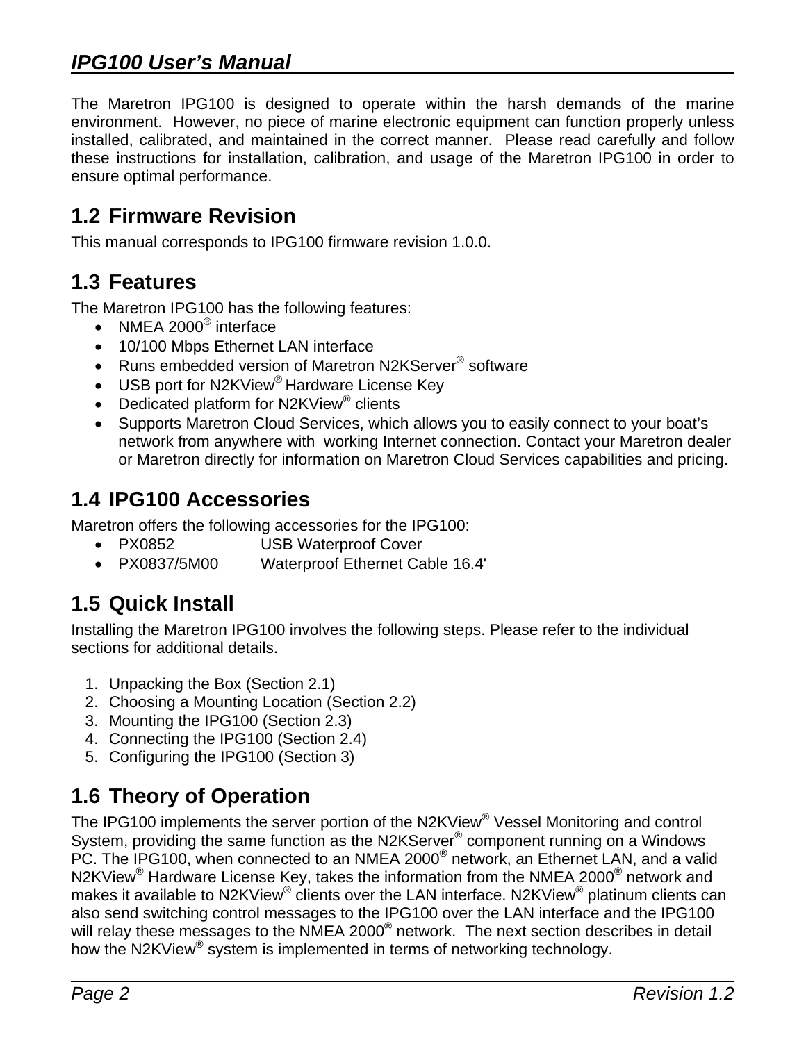The Maretron IPG100 is designed to operate within the harsh demands of the marine environment. However, no piece of marine electronic equipment can function properly unless installed, calibrated, and maintained in the correct manner. Please read carefully and follow these instructions for installation, calibration, and usage of the Maretron IPG100 in order to ensure optimal performance.

## 1.2 Firmware Revision

This manual corresponds to IPG100 firmware revision 1.0.0.

## 1.3 Features

The Maretron IPG100 has the following features:

- NMEA 2000® interface
- 10/100 Mbps Ethernet LAN interface
- Runs embedded version of Maretron N2KServer® software
- USB port for N2KView® Hardware License Key
- Dedicated platform for N2KView® clients
- Supports Maretron Cloud Services, which allows you to easily connect to your boat's network from anywhere with working Internet connection. Contact your Maretron dealer or Maretron directly for information on Maretron Cloud Services capabilities and pricing.

## 1.4 IPG100 Accessories

Maretron offers the following accessories for the IPG100:

- PX0852 USB Waterproof Cover
- PX0837/5M00 Waterproof Ethernet Cable 16.4'

## 1.5 Quick Install

Installing the Maretron IPG100 involves the following steps. Please refer to the individual sections for additional details.

1. Unpacking the Box (Section 2.1)
2. Choosing a Mounting Location (Section 2.2)
3. Mounting the IPG100 (Section 2.3)
4. Connecting the IPG100 (Section 2.4)
5. Configuring the IPG100 (Section 3)

## 1.6 Theory of Operation

The IPG100 implements the server portion of the N2KView® Vessel Monitoring and control System, providing the same function as the N2KServer® component running on a Windows PC. The IPG100, when connected to an NMEA 2000® network, an Ethernet LAN, and a valid N2KView® Hardware License Key, takes the information from the NMEA 2000® network and makes it available to N2KView® clients over the LAN interface. N2KView® platinum clients can also send switching control messages to the IPG100 over the LAN interface and the IPG100 will relay these messages to the NMEA 2000® network. The next section describes in detail how the N2KView® system is implemented in terms of networking technology.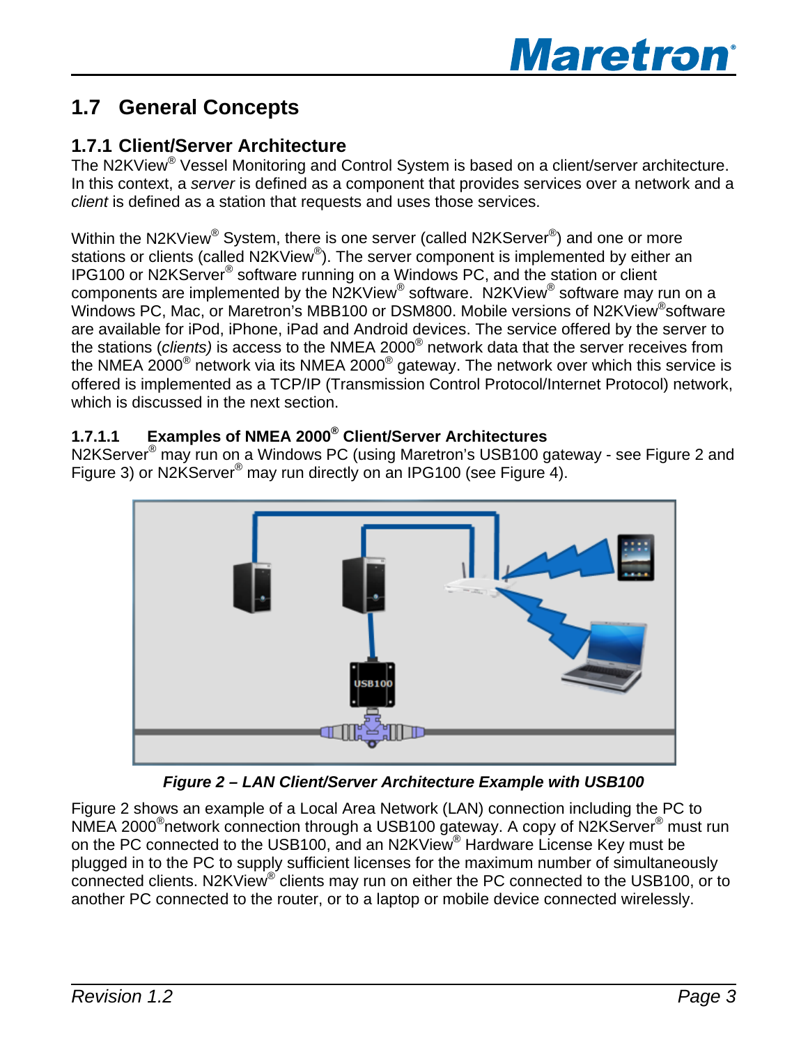## 1.7 General Concepts

### 1.7.1 Client/Server Architecture

The N2KView® Vessel Monitoring and Control System is based on a client/server architecture. In this context, a *server* is defined as a component that provides services over a network and a *client* is defined as a station that requests and uses those services.

Within the N2KView® System, there is one server (called N2KServer®) and one or more stations or clients (called N2KView®). The server component is implemented by either an IPG100 or N2KServer® software running on a Windows PC, and the station or client components are implemented by the N2KView® software. N2KView® software may run on a Windows PC, Mac, or Maretron's MBB100 or DSM800. Mobile versions of N2KView® software are available for iPod, iPhone, iPad and Android devices. The service offered by the server to the stations (*clients)* is access to the NMEA 2000® network data that the server receives from the NMEA 2000® network via its NMEA 2000® gateway. The network over which this service is offered is implemented as a TCP/IP (Transmission Control Protocol/Internet Protocol) network, which is discussed in the next section.

#### 1.7.1.1 Examples of NMEA 2000® Client/Server Architectures

N2KServer® may run on a Windows PC (using Maretron's USB100 gateway - see Figure 2 and Figure 3) or N2KServer® may run directly on an IPG100 (see Figure 4).

***Figure 2 – LAN Client/Server Architecture Example with USB100***

Figure 2 shows an example of a Local Area Network (LAN) connection including the PC to NMEA 2000® network connection through a USB100 gateway. A copy of N2KServer® must run on the PC connected to the USB100, and an N2KView® Hardware License Key must be plugged in to the PC to supply sufficient licenses for the maximum number of simultaneously connected clients. N2KView® clients may run on either the PC connected to the USB100, or to another PC connected to the router, or to a laptop or mobile device connected wirelessly.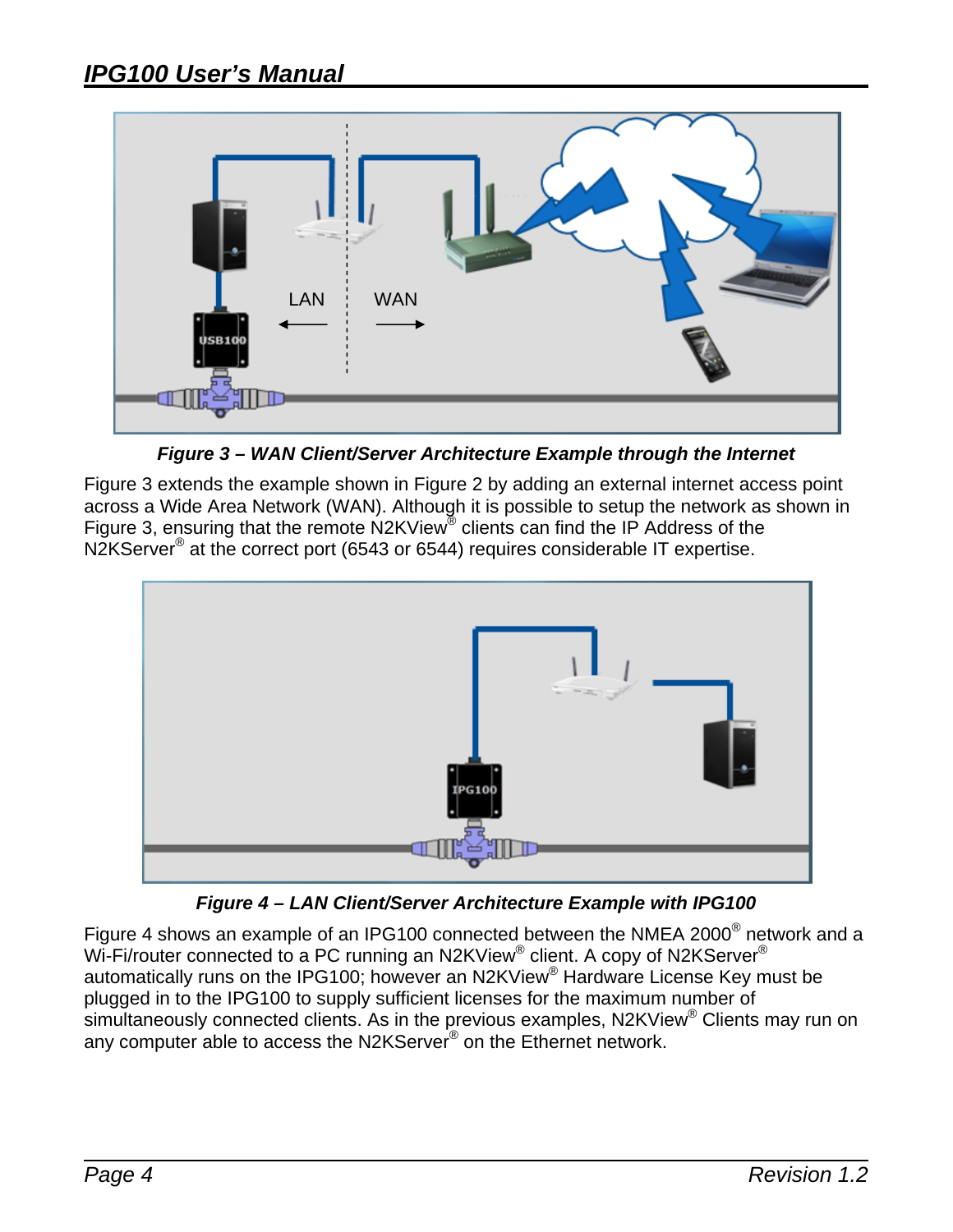*Figure 3 – WAN Client/Server Architecture Example through the Internet*

Figure 3 extends the example shown in Figure 2 by adding an external internet access point across a Wide Area Network (WAN). Although it is possible to setup the network as shown in Figure 3, ensuring that the remote N2KView® clients can find the IP Address of the N2KServer® at the correct port (6543 or 6544) requires considerable IT expertise.

*Figure 4 – LAN Client/Server Architecture Example with IPG100*

Figure 4 shows an example of an IPG100 connected between the NMEA 2000® network and a Wi-Fi/router connected to a PC running an N2KView® client. A copy of N2KServer® automatically runs on the IPG100; however an N2KView® Hardware License Key must be plugged in to the IPG100 to supply sufficient licenses for the maximum number of simultaneously connected clients. As in the previous examples, N2KView® Clients may run on any computer able to access the N2KServer® on the Ethernet network.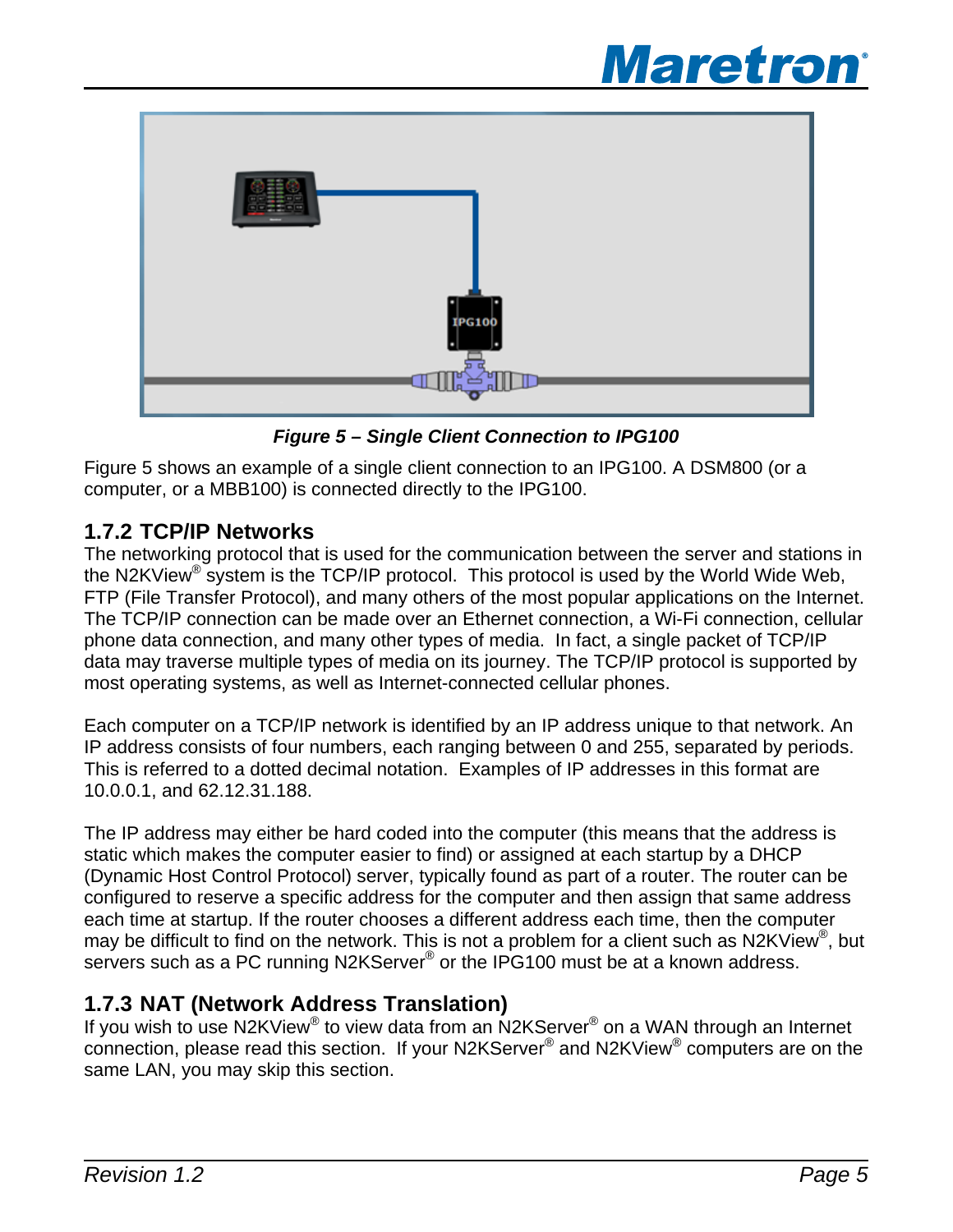*Figure 5 – Single Client Connection to IPG100*

Figure 5 shows an example of a single client connection to an IPG100. A DSM800 (or a computer, or a MBB100) is connected directly to the IPG100.

### 1.7.2 TCP/IP Networks

The networking protocol that is used for the communication between the server and stations in the N2KView® system is the TCP/IP protocol. This protocol is used by the World Wide Web, FTP (File Transfer Protocol), and many others of the most popular applications on the Internet. The TCP/IP connection can be made over an Ethernet connection, a Wi-Fi connection, cellular phone data connection, and many other types of media. In fact, a single packet of TCP/IP data may traverse multiple types of media on its journey. The TCP/IP protocol is supported by most operating systems, as well as Internet-connected cellular phones.

Each computer on a TCP/IP network is identified by an IP address unique to that network. An IP address consists of four numbers, each ranging between 0 and 255, separated by periods. This is referred to a dotted decimal notation. Examples of IP addresses in this format are 10.0.0.1, and 62.12.31.188.

The IP address may either be hard coded into the computer (this means that the address is static which makes the computer easier to find) or assigned at each startup by a DHCP (Dynamic Host Control Protocol) server, typically found as part of a router. The router can be configured to reserve a specific address for the computer and then assign that same address each time at startup. If the router chooses a different address each time, then the computer may be difficult to find on the network. This is not a problem for a client such as N2KView®, but servers such as a PC running N2KServer® or the IPG100 must be at a known address.

### 1.7.3 NAT (Network Address Translation)

If you wish to use N2KView® to view data from an N2KServer® on a WAN through an Internet connection, please read this section. If your N2KServer® and N2KView® computers are on the same LAN, you may skip this section.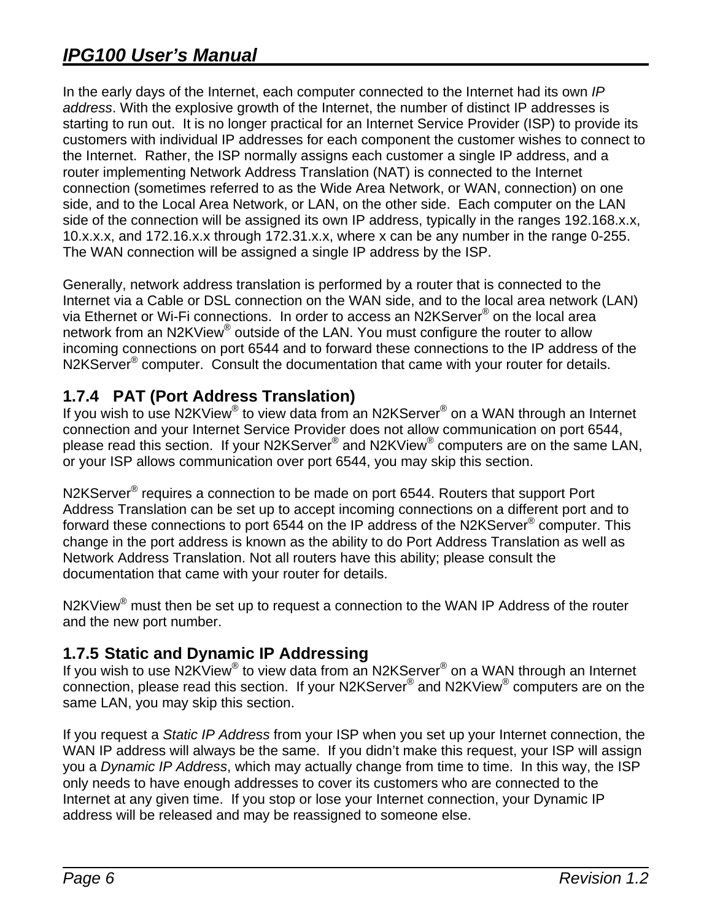In the early days of the Internet, each computer connected to the Internet had its own *IP address*. With the explosive growth of the Internet, the number of distinct IP addresses is starting to run out. It is no longer practical for an Internet Service Provider (ISP) to provide its customers with individual IP addresses for each component the customer wishes to connect to the Internet. Rather, the ISP normally assigns each customer a single IP address, and a router implementing Network Address Translation (NAT) is connected to the Internet connection (sometimes referred to as the Wide Area Network, or WAN, connection) on one side, and to the Local Area Network, or LAN, on the other side. Each computer on the LAN side of the connection will be assigned its own IP address, typically in the ranges 192.168.x.x, 10.x.x.x, and 172.16.x.x through 172.31.x.x, where x can be any number in the range 0-255. The WAN connection will be assigned a single IP address by the ISP.

Generally, network address translation is performed by a router that is connected to the Internet via a Cable or DSL connection on the WAN side, and to the local area network (LAN) via Ethernet or Wi-Fi connections. In order to access an N2KServer® on the local area network from an N2KView® outside of the LAN. You must configure the router to allow incoming connections on port 6544 and to forward these connections to the IP address of the N2KServer® computer. Consult the documentation that came with your router for details.

### 1.7.4 PAT (Port Address Translation)

If you wish to use N2KView® to view data from an N2KServer® on a WAN through an Internet connection and your Internet Service Provider does not allow communication on port 6544, please read this section. If your N2KServer® and N2KView® computers are on the same LAN, or your ISP allows communication over port 6544, you may skip this section.

N2KServer® requires a connection to be made on port 6544. Routers that support Port Address Translation can be set up to accept incoming connections on a different port and to forward these connections to port 6544 on the IP address of the N2KServer® computer. This change in the port address is known as the ability to do Port Address Translation as well as Network Address Translation. Not all routers have this ability; please consult the documentation that came with your router for details.

N2KView® must then be set up to request a connection to the WAN IP Address of the router and the new port number.

### 1.7.5 Static and Dynamic IP Addressing

If you wish to use N2KView® to view data from an N2KServer® on a WAN through an Internet connection, please read this section. If your N2KServer® and N2KView® computers are on the same LAN, you may skip this section.

If you request a *Static IP Address* from your ISP when you set up your Internet connection, the WAN IP address will always be the same. If you didn't make this request, your ISP will assign you a *Dynamic IP Address*, which may actually change from time to time. In this way, the ISP only needs to have enough addresses to cover its customers who are connected to the Internet at any given time. If you stop or lose your Internet connection, your Dynamic IP address will be released and may be reassigned to someone else.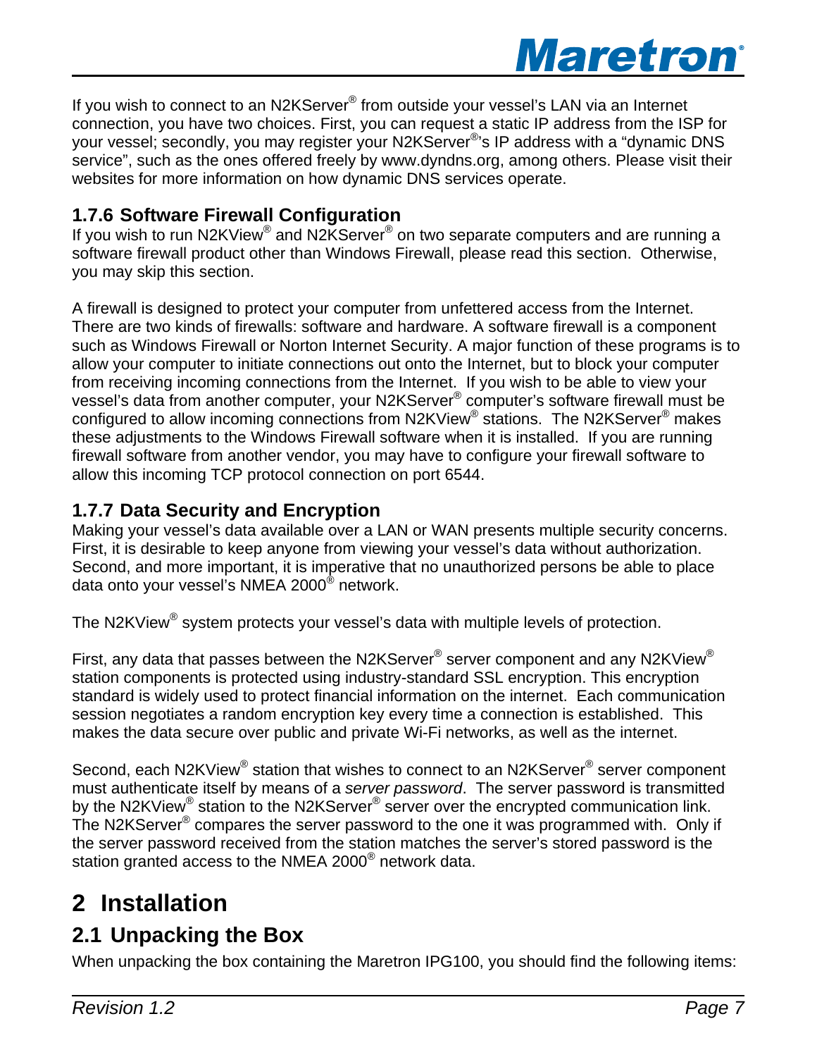If you wish to connect to an N2KServer® from outside your vessel's LAN via an Internet connection, you have two choices. First, you can request a static IP address from the ISP for your vessel; secondly, you may register your N2KServer®'s IP address with a "dynamic DNS service", such as the ones offered freely by www.dyndns.org, among others. Please visit their websites for more information on how dynamic DNS services operate.

### 1.7.6 Software Firewall Configuration

If you wish to run N2KView® and N2KServer® on two separate computers and are running a software firewall product other than Windows Firewall, please read this section. Otherwise, you may skip this section.

A firewall is designed to protect your computer from unfettered access from the Internet. There are two kinds of firewalls: software and hardware. A software firewall is a component such as Windows Firewall or Norton Internet Security. A major function of these programs is to allow your computer to initiate connections out onto the Internet, but to block your computer from receiving incoming connections from the Internet. If you wish to be able to view your vessel's data from another computer, your N2KServer® computer's software firewall must be configured to allow incoming connections from N2KView® stations. The N2KServer® makes these adjustments to the Windows Firewall software when it is installed. If you are running firewall software from another vendor, you may have to configure your firewall software to allow this incoming TCP protocol connection on port 6544.

### 1.7.7 Data Security and Encryption

Making your vessel's data available over a LAN or WAN presents multiple security concerns. First, it is desirable to keep anyone from viewing your vessel's data without authorization. Second, and more important, it is imperative that no unauthorized persons be able to place data onto your vessel's NMEA 2000® network.

The N2KView® system protects your vessel's data with multiple levels of protection.

First, any data that passes between the N2KServer® server component and any N2KView® station components is protected using industry-standard SSL encryption. This encryption standard is widely used to protect financial information on the internet. Each communication session negotiates a random encryption key every time a connection is established. This makes the data secure over public and private Wi-Fi networks, as well as the internet.

Second, each N2KView® station that wishes to connect to an N2KServer® server component must authenticate itself by means of a *server password*. The server password is transmitted by the N2KView® station to the N2KServer® server over the encrypted communication link. The N2KServer® compares the server password to the one it was programmed with. Only if the server password received from the station matches the server's stored password is the station granted access to the NMEA 2000® network data.

# 2 Installation

## 2.1 Unpacking the Box

When unpacking the box containing the Maretron IPG100, you should find the following items: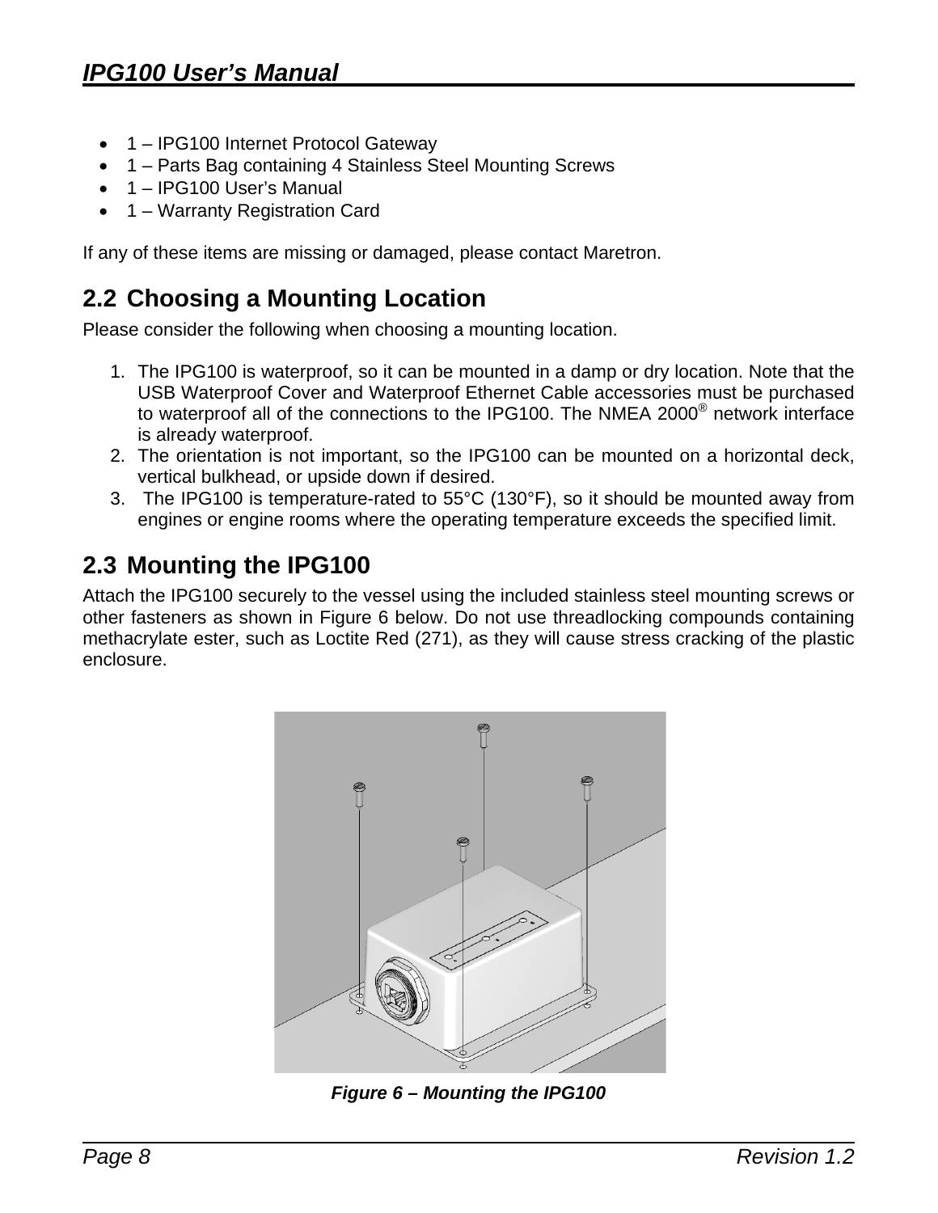- 1 – IPG100 Internet Protocol Gateway
- 1 – Parts Bag containing 4 Stainless Steel Mounting Screws
- 1 – IPG100 User's Manual
- 1 – Warranty Registration Card

If any of these items are missing or damaged, please contact Maretron.

## 2.2 Choosing a Mounting Location

Please consider the following when choosing a mounting location.

1. The IPG100 is waterproof, so it can be mounted in a damp or dry location. Note that the USB Waterproof Cover and Waterproof Ethernet Cable accessories must be purchased to waterproof all of the connections to the IPG100. The NMEA 2000® network interface is already waterproof.
2. The orientation is not important, so the IPG100 can be mounted on a horizontal deck, vertical bulkhead, or upside down if desired.
3. The IPG100 is temperature-rated to 55°C (130°F), so it should be mounted away from engines or engine rooms where the operating temperature exceeds the specified limit.

## 2.3 Mounting the IPG100

Attach the IPG100 securely to the vessel using the included stainless steel mounting screws or other fasteners as shown in Figure 6 below. Do not use threadlocking compounds containing methacrylate ester, such as Loctite Red (271), as they will cause stress cracking of the plastic enclosure.

***Figure 6 – Mounting the IPG100***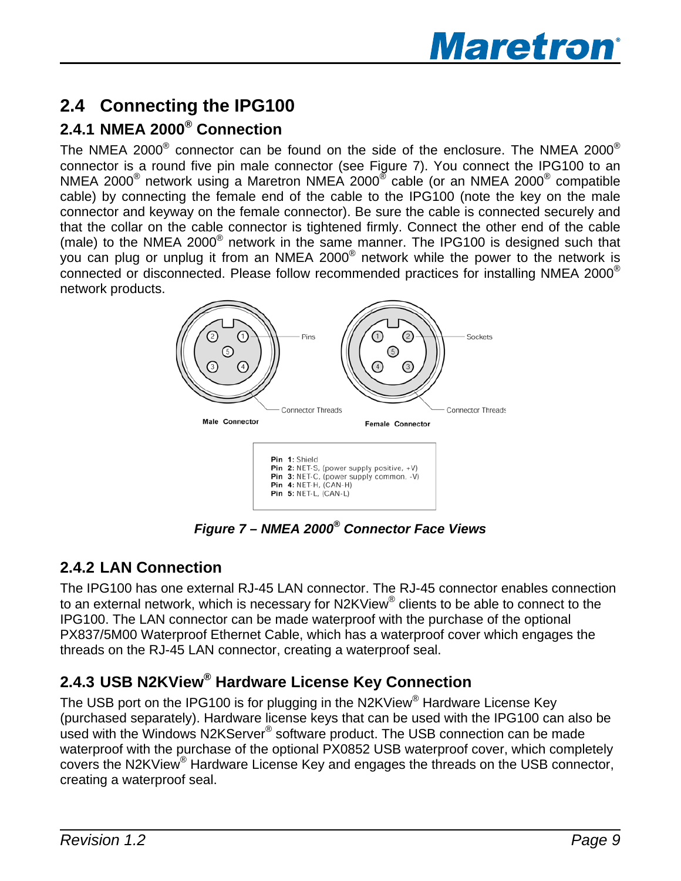## 2.4 Connecting the IPG100

### 2.4.1 NMEA 2000® Connection

The NMEA 2000® connector can be found on the side of the enclosure. The NMEA 2000® connector is a round five pin male connector (see Figure 7). You connect the IPG100 to an NMEA 2000® network using a Maretron NMEA 2000® cable (or an NMEA 2000® compatible cable) by connecting the female end of the cable to the IPG100 (note the key on the male connector and keyway on the female connector). Be sure the cable is connected securely and that the collar on the cable connector is tightened firmly. Connect the other end of the cable (male) to the NMEA 2000® network in the same manner. The IPG100 is designed such that you can plug or unplug it from an NMEA 2000® network while the power to the network is connected or disconnected. Please follow recommended practices for installing NMEA 2000® network products.

Pins

Connector Threads

**Male Connector**

Sockets

Connector Threads

**Female Connector**

**Pin 1:** Shield
**Pin 2:** NET-S, (power supply positive, +V)
**Pin 3:** NET-C, (power supply common, -V)
**Pin 4:** NET-H, (CAN-H)
**Pin 5:** NET-L, (CAN-L)

***Figure 7 – NMEA 2000® Connector Face Views***

### 2.4.2 LAN Connection

The IPG100 has one external RJ-45 LAN connector. The RJ-45 connector enables connection to an external network, which is necessary for N2KView® clients to be able to connect to the IPG100. The LAN connector can be made waterproof with the purchase of the optional PX837/5M00 Waterproof Ethernet Cable, which has a waterproof cover which engages the threads on the RJ-45 LAN connector, creating a waterproof seal.

### 2.4.3 USB N2KView® Hardware License Key Connection

The USB port on the IPG100 is for plugging in the N2KView® Hardware License Key (purchased separately). Hardware license keys that can be used with the IPG100 can also be used with the Windows N2KServer® software product. The USB connection can be made waterproof with the purchase of the optional PX0852 USB waterproof cover, which completely covers the N2KView® Hardware License Key and engages the threads on the USB connector, creating a waterproof seal.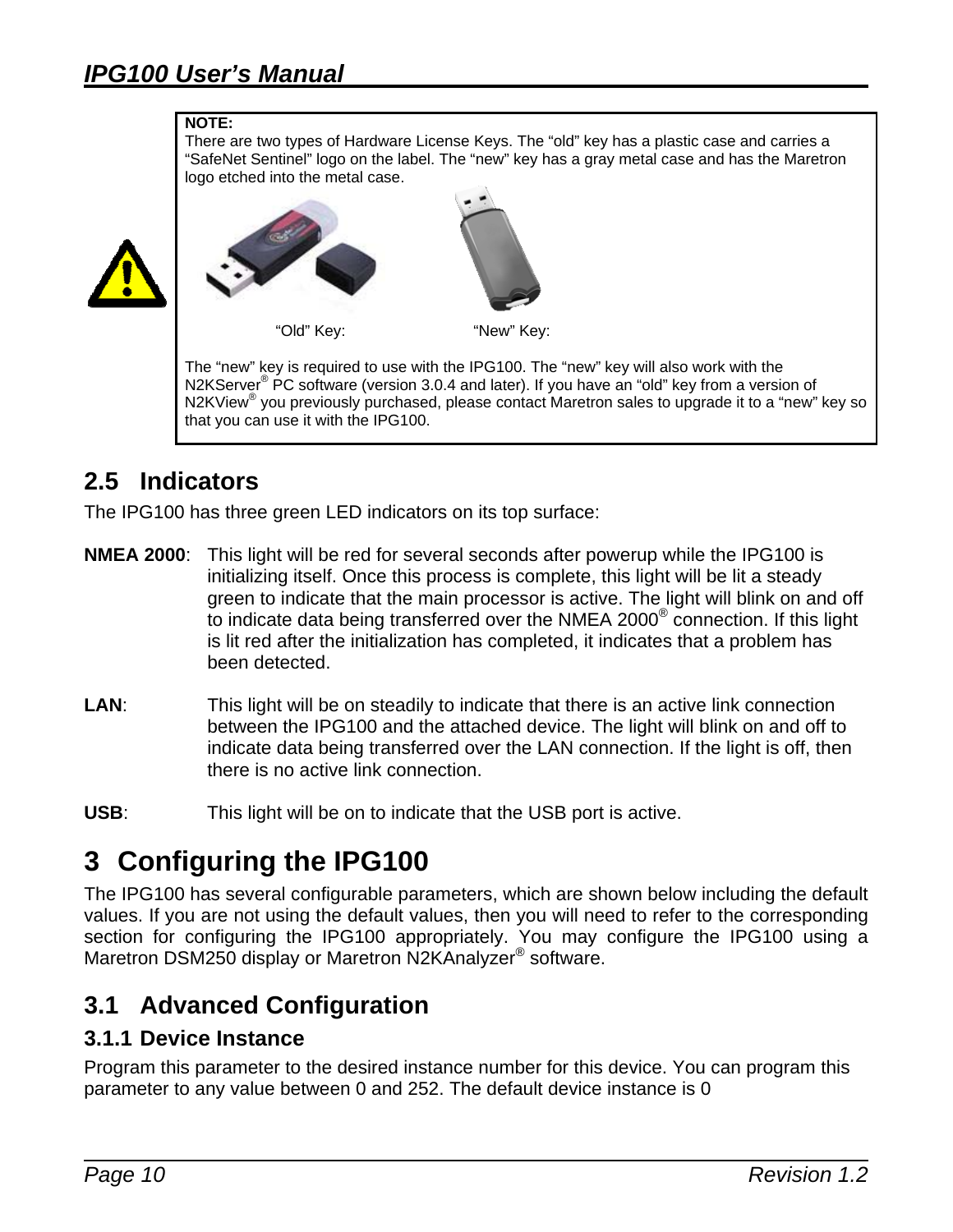**NOTE:**
There are two types of Hardware License Keys. The “old” key has a plastic case and carries a “SafeNet Sentinel” logo on the label. The “new” key has a gray metal case and has the Maretron logo etched into the metal case.

“Old” Key: “New” Key:

The “new” key is required to use with the IPG100. The “new” key will also work with the N2KServer® PC software (version 3.0.4 and later). If you have an “old” key from a version of N2KView® you previously purchased, please contact Maretron sales to upgrade it to a “new” key so that you can use it with the IPG100.

## 2.5 Indicators

The IPG100 has three green LED indicators on its top surface:

**NMEA 2000**: This light will be red for several seconds after powerup while the IPG100 is initializing itself. Once this process is complete, this light will be lit a steady green to indicate that the main processor is active. The light will blink on and off to indicate data being transferred over the NMEA 2000® connection. If this light is lit red after the initialization has completed, it indicates that a problem has been detected.

**LAN**: This light will be on steadily to indicate that there is an active link connection between the IPG100 and the attached device. The light will blink on and off to indicate data being transferred over the LAN connection. If the light is off, then there is no active link connection.

**USB**: This light will be on to indicate that the USB port is active.

# 3 Configuring the IPG100

The IPG100 has several configurable parameters, which are shown below including the default values. If you are not using the default values, then you will need to refer to the corresponding section for configuring the IPG100 appropriately. You may configure the IPG100 using a Maretron DSM250 display or Maretron N2KAnalyzer® software.

## 3.1 Advanced Configuration

### 3.1.1 Device Instance

Program this parameter to the desired instance number for this device. You can program this parameter to any value between 0 and 252. The default device instance is 0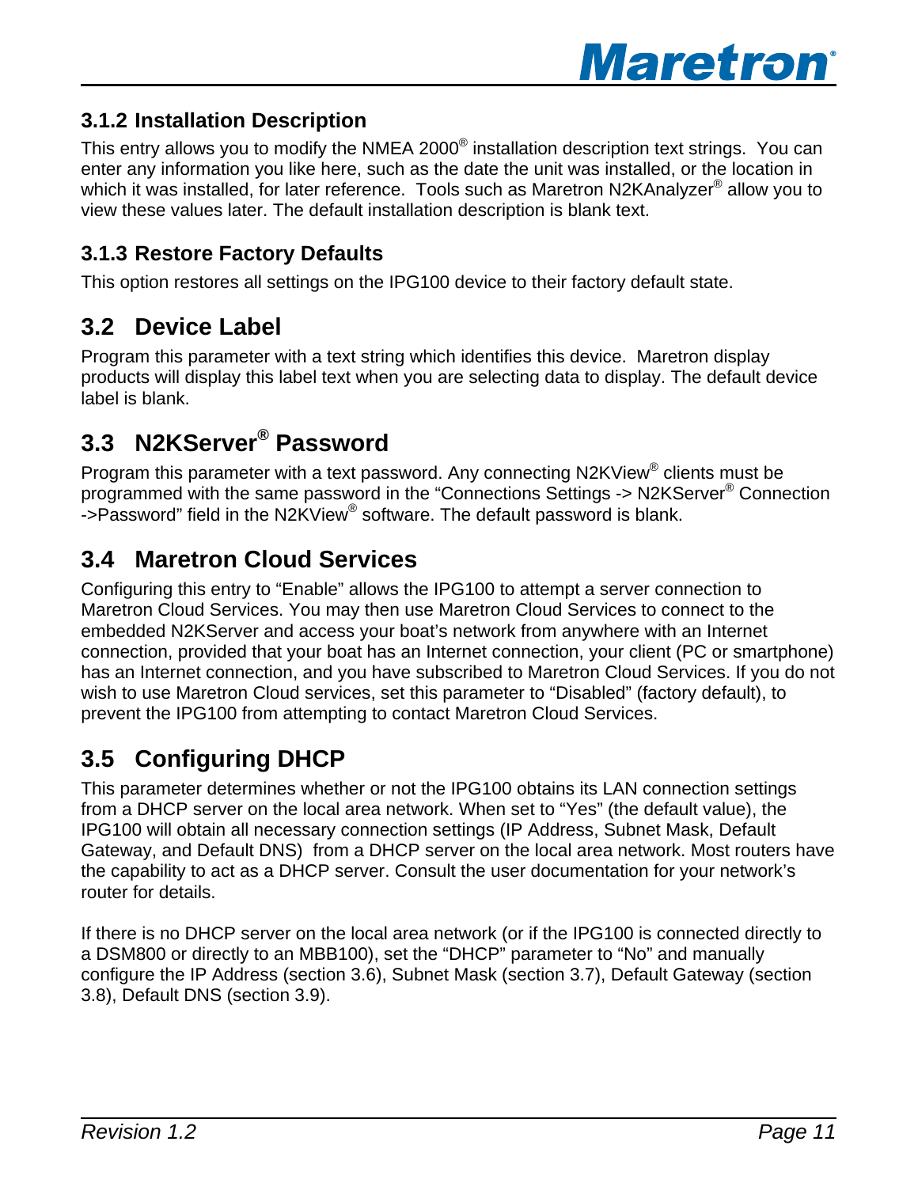### 3.1.2 Installation Description

This entry allows you to modify the NMEA 2000® installation description text strings. You can enter any information you like here, such as the date the unit was installed, or the location in which it was installed, for later reference. Tools such as Maretron N2KAnalyzer® allow you to view these values later. The default installation description is blank text.

### 3.1.3 Restore Factory Defaults

This option restores all settings on the IPG100 device to their factory default state.

## 3.2 Device Label

Program this parameter with a text string which identifies this device. Maretron display products will display this label text when you are selecting data to display. The default device label is blank.

## 3.3 N2KServer® Password

Program this parameter with a text password. Any connecting N2KView® clients must be programmed with the same password in the "Connections Settings -> N2KServer® Connection ->Password" field in the N2KView® software. The default password is blank.

## 3.4 Maretron Cloud Services

Configuring this entry to "Enable" allows the IPG100 to attempt a server connection to Maretron Cloud Services. You may then use Maretron Cloud Services to connect to the embedded N2KServer and access your boat's network from anywhere with an Internet connection, provided that your boat has an Internet connection, your client (PC or smartphone) has an Internet connection, and you have subscribed to Maretron Cloud Services. If you do not wish to use Maretron Cloud services, set this parameter to "Disabled" (factory default), to prevent the IPG100 from attempting to contact Maretron Cloud Services.

## 3.5 Configuring DHCP

This parameter determines whether or not the IPG100 obtains its LAN connection settings from a DHCP server on the local area network. When set to "Yes" (the default value), the IPG100 will obtain all necessary connection settings (IP Address, Subnet Mask, Default Gateway, and Default DNS) from a DHCP server on the local area network. Most routers have the capability to act as a DHCP server. Consult the user documentation for your network's router for details.

If there is no DHCP server on the local area network (or if the IPG100 is connected directly to a DSM800 or directly to an MBB100), set the "DHCP" parameter to "No" and manually configure the IP Address (section 3.6), Subnet Mask (section 3.7), Default Gateway (section 3.8), Default DNS (section 3.9).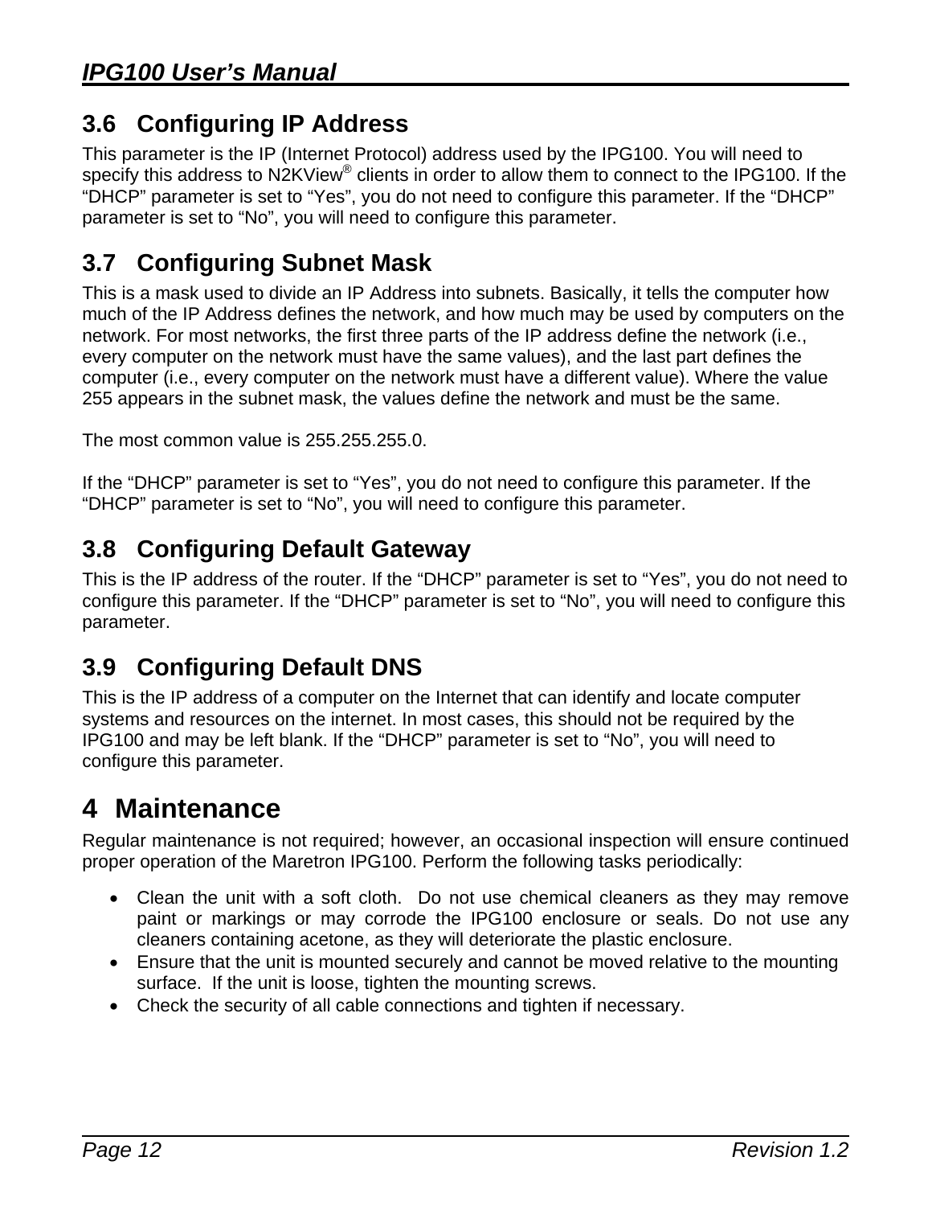## 3.6 Configuring IP Address

This parameter is the IP (Internet Protocol) address used by the IPG100. You will need to specify this address to N2KView® clients in order to allow them to connect to the IPG100. If the “DHCP” parameter is set to “Yes”, you do not need to configure this parameter. If the “DHCP” parameter is set to “No”, you will need to configure this parameter.

## 3.7 Configuring Subnet Mask

This is a mask used to divide an IP Address into subnets. Basically, it tells the computer how much of the IP Address defines the network, and how much may be used by computers on the network. For most networks, the first three parts of the IP address define the network (i.e., every computer on the network must have the same values), and the last part defines the computer (i.e., every computer on the network must have a different value). Where the value 255 appears in the subnet mask, the values define the network and must be the same.

The most common value is 255.255.255.0.

If the “DHCP” parameter is set to “Yes”, you do not need to configure this parameter. If the “DHCP” parameter is set to “No”, you will need to configure this parameter.

## 3.8 Configuring Default Gateway

This is the IP address of the router. If the “DHCP” parameter is set to “Yes”, you do not need to configure this parameter. If the “DHCP” parameter is set to “No”, you will need to configure this parameter.

## 3.9 Configuring Default DNS

This is the IP address of a computer on the Internet that can identify and locate computer systems and resources on the internet. In most cases, this should not be required by the IPG100 and may be left blank. If the “DHCP” parameter is set to “No”, you will need to configure this parameter.

# 4 Maintenance

Regular maintenance is not required; however, an occasional inspection will ensure continued proper operation of the Maretron IPG100. Perform the following tasks periodically:

- Clean the unit with a soft cloth. Do not use chemical cleaners as they may remove paint or markings or may corrode the IPG100 enclosure or seals. Do not use any cleaners containing acetone, as they will deteriorate the plastic enclosure.
- Ensure that the unit is mounted securely and cannot be moved relative to the mounting surface. If the unit is loose, tighten the mounting screws.
- Check the security of all cable connections and tighten if necessary.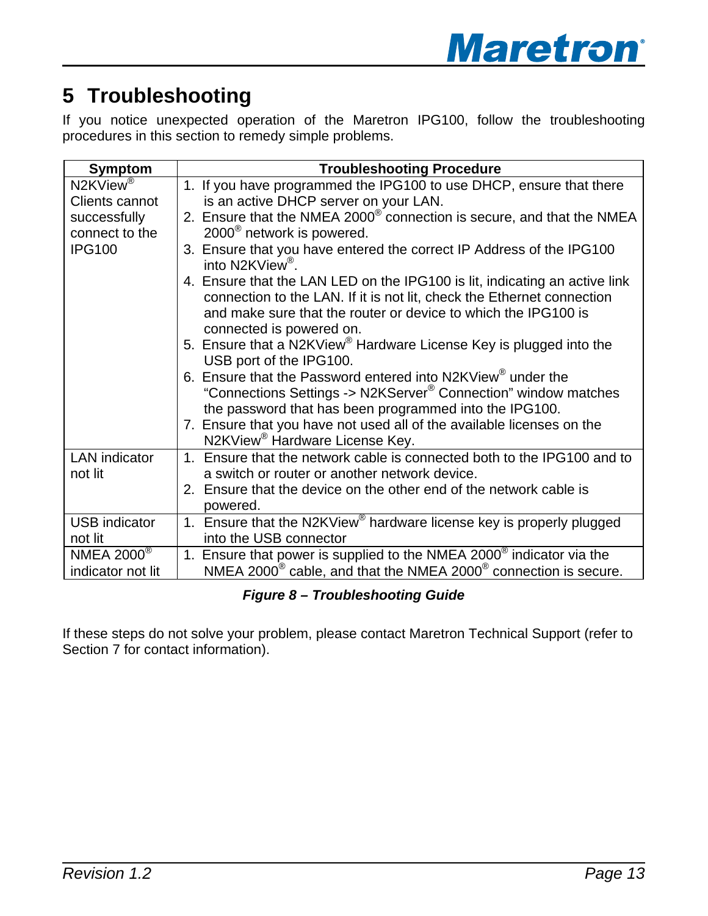# 5 Troubleshooting

If you notice unexpected operation of the Maretron IPG100, follow the troubleshooting procedures in this section to remedy simple problems.

| Symptom | Troubleshooting Procedure |
| --- | --- |
| N2KView® Clients cannot successfully connect to the IPG100 | 1. If you have programmed the IPG100 to use DHCP, ensure that there is an active DHCP server on your LAN.<br>2. Ensure that the NMEA 2000® connection is secure, and that the NMEA 2000® network is powered.<br>3. Ensure that you have entered the correct IP Address of the IPG100 into N2KView®.<br>4. Ensure that the LAN LED on the IPG100 is lit, indicating an active link connection to the LAN. If it is not lit, check the Ethernet connection and make sure that the router or device to which the IPG100 is connected is powered on.<br>5. Ensure that a N2KView® Hardware License Key is plugged into the USB port of the IPG100.<br>6. Ensure that the Password entered into N2KView® under the "Connections Settings -> N2KServer® Connection" window matches the password that has been programmed into the IPG100.<br>7. Ensure that you have not used all of the available licenses on the N2KView® Hardware License Key. |
| LAN indicator not lit | 1. Ensure that the network cable is connected both to the IPG100 and to a switch or router or another network device.<br>2. Ensure that the device on the other end of the network cable is powered. |
| USB indicator not lit | 1. Ensure that the N2KView® hardware license key is properly plugged into the USB connector |
| NMEA 2000® indicator not lit | 1. Ensure that power is supplied to the NMEA 2000® indicator via the NMEA 2000® cable, and that the NMEA 2000® connection is secure. |

***Figure 8 – Troubleshooting Guide***

If these steps do not solve your problem, please contact Maretron Technical Support (refer to Section 7 for contact information).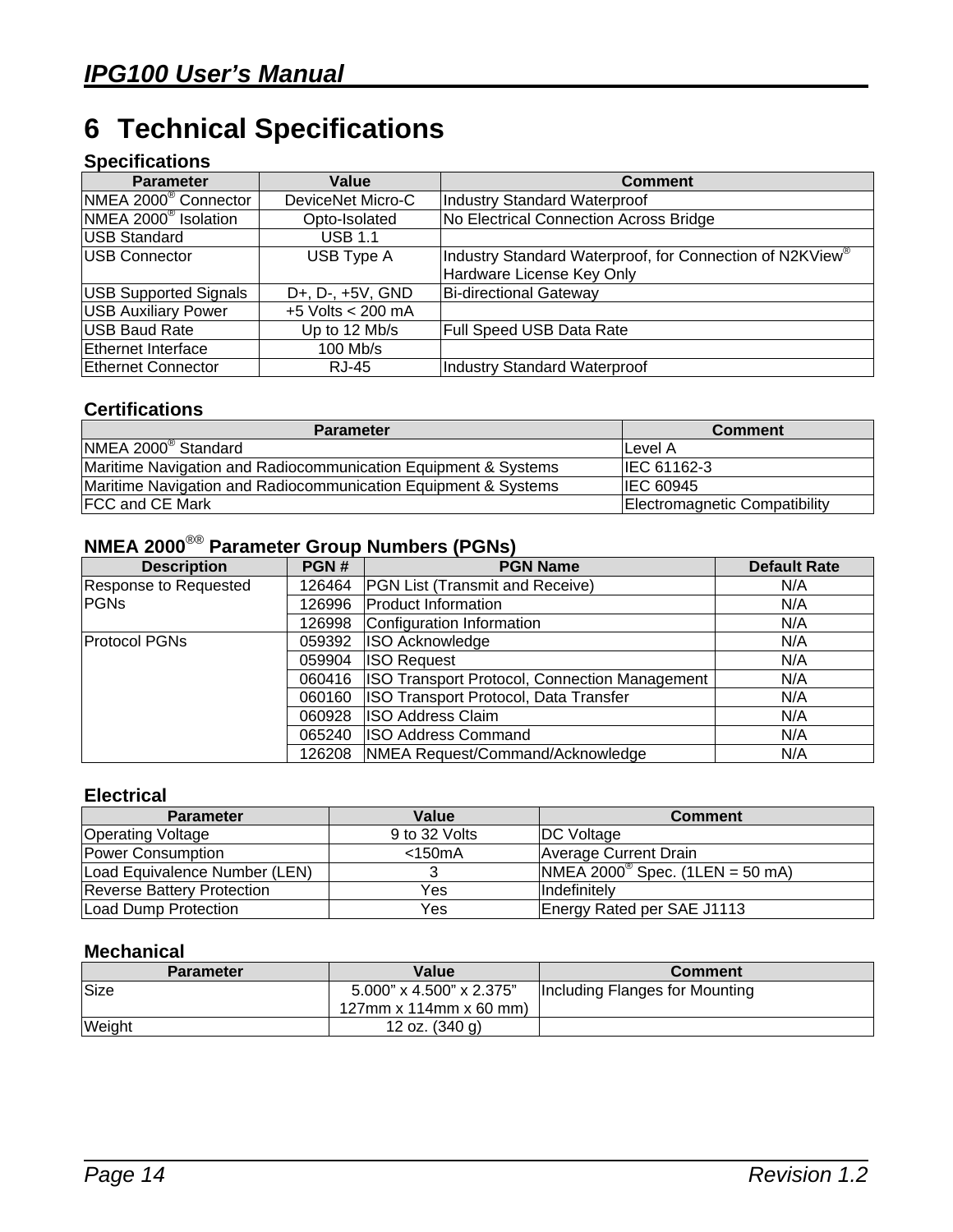# 6 Technical Specifications

### Specifications

| Parameter | Value | Comment |
|---|---|---|
| NMEA 2000® Connector | DeviceNet Micro-C | Industry Standard Waterproof |
| NMEA 2000® Isolation | Opto-Isolated | No Electrical Connection Across Bridge |
| USB Standard | USB 1.1 | |
| USB Connector | USB Type A | Industry Standard Waterproof, for Connection of N2KView® Hardware License Key Only |
| USB Supported Signals | D+, D-, +5V, GND | Bi-directional Gateway |
| USB Auxiliary Power | +5 Volts < 200 mA | |
| USB Baud Rate | Up to 12 Mb/s | Full Speed USB Data Rate |
| Ethernet Interface | 100 Mb/s | |
| Ethernet Connector | RJ-45 | Industry Standard Waterproof |

### Certifications

| Parameter | Comment |
|---|---|
| NMEA 2000® Standard | Level A |
| Maritime Navigation and Radiocommunication Equipment & Systems | IEC 61162-3 |
| Maritime Navigation and Radiocommunication Equipment & Systems | IEC 60945 |
| FCC and CE Mark | Electromagnetic Compatibility |

### NMEA 2000®® Parameter Group Numbers (PGNs)

| Description | PGN # | PGN Name | Default Rate |
|---|---|---|---|
| Response to Requested PGNs | 126464 | PGN List (Transmit and Receive) | N/A |
| | 126996 | Product Information | N/A |
| | 126998 | Configuration Information | N/A |
| Protocol PGNs | 059392 | ISO Acknowledge | N/A |
| | 059904 | ISO Request | N/A |
| | 060416 | ISO Transport Protocol, Connection Management | N/A |
| | 060160 | ISO Transport Protocol, Data Transfer | N/A |
| | 060928 | ISO Address Claim | N/A |
| | 065240 | ISO Address Command | N/A |
| | 126208 | NMEA Request/Command/Acknowledge | N/A |

### Electrical

| Parameter | Value | Comment |
|---|---|---|
| Operating Voltage | 9 to 32 Volts | DC Voltage |
| Power Consumption | <150mA | Average Current Drain |
| Load Equivalence Number (LEN) | 3 | NMEA 2000® Spec. (1LEN = 50 mA) |
| Reverse Battery Protection | Yes | Indefinitely |
| Load Dump Protection | Yes | Energy Rated per SAE J1113 |

### Mechanical

| Parameter | Value | Comment |
|---|---|---|
| Size | 5.000" x 4.500" x 2.375" 127mm x 114mm x 60 mm) | Including Flanges for Mounting |
| Weight | 12 oz. (340 g) | |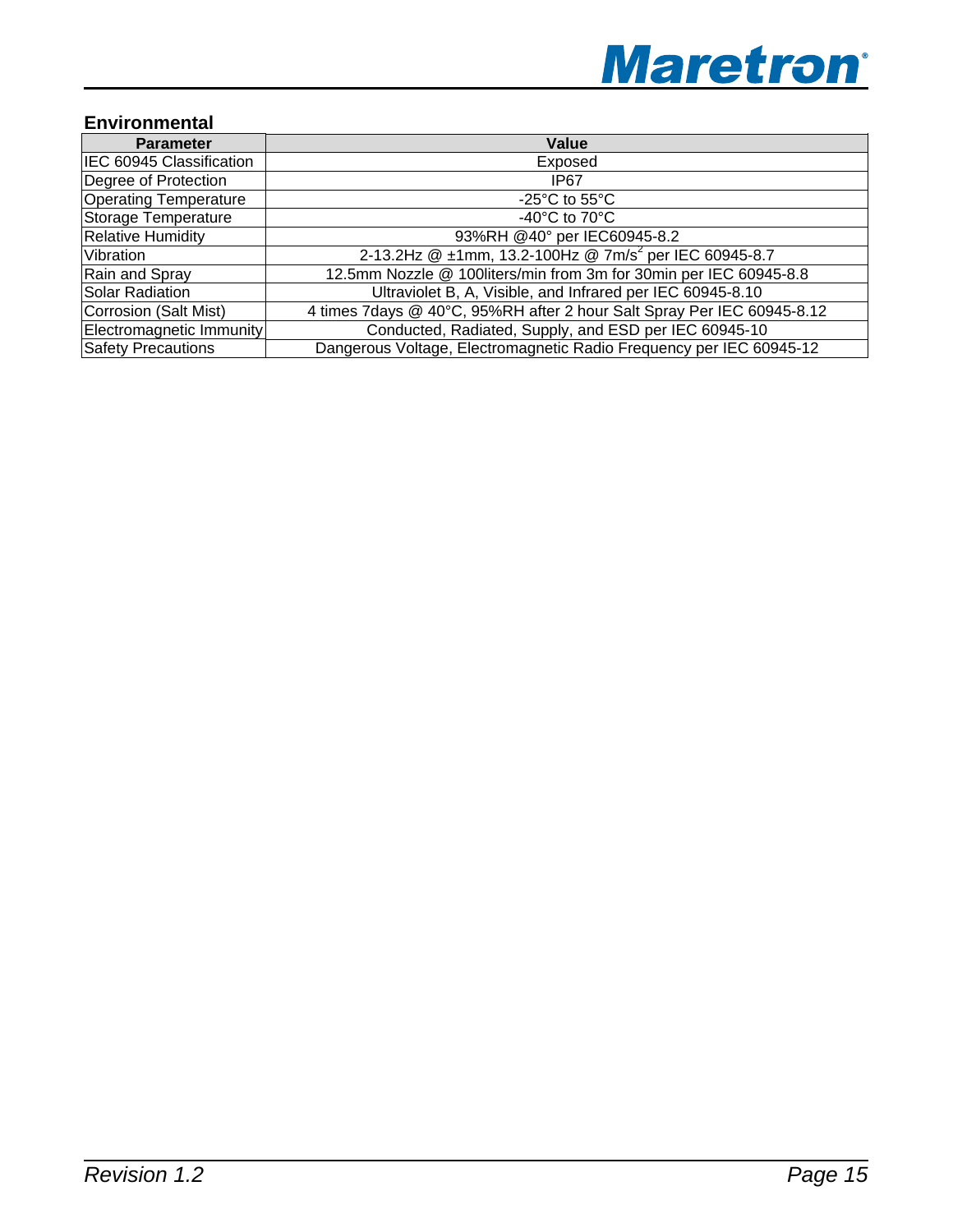## Environmental

| Parameter | Value |
|---|---|
| IEC 60945 Classification | Exposed |
| Degree of Protection | IP67 |
| Operating Temperature | -25°C to 55°C |
| Storage Temperature | -40°C to 70°C |
| Relative Humidity | 93%RH @40° per IEC60945-8.2 |
| Vibration | 2-13.2Hz @ ±1mm, 13.2-100Hz @ 7m/s$^2$ per IEC 60945-8.7 |
| Rain and Spray | 12.5mm Nozzle @ 100liters/min from 3m for 30min per IEC 60945-8.8 |
| Solar Radiation | Ultraviolet B, A, Visible, and Infrared per IEC 60945-8.10 |
| Corrosion (Salt Mist) | 4 times 7days @ 40°C, 95%RH after 2 hour Salt Spray Per IEC 60945-8.12 |
| Electromagnetic Immunity | Conducted, Radiated, Supply, and ESD per IEC 60945-10 |
| Safety Precautions | Dangerous Voltage, Electromagnetic Radio Frequency per IEC 60945-12 |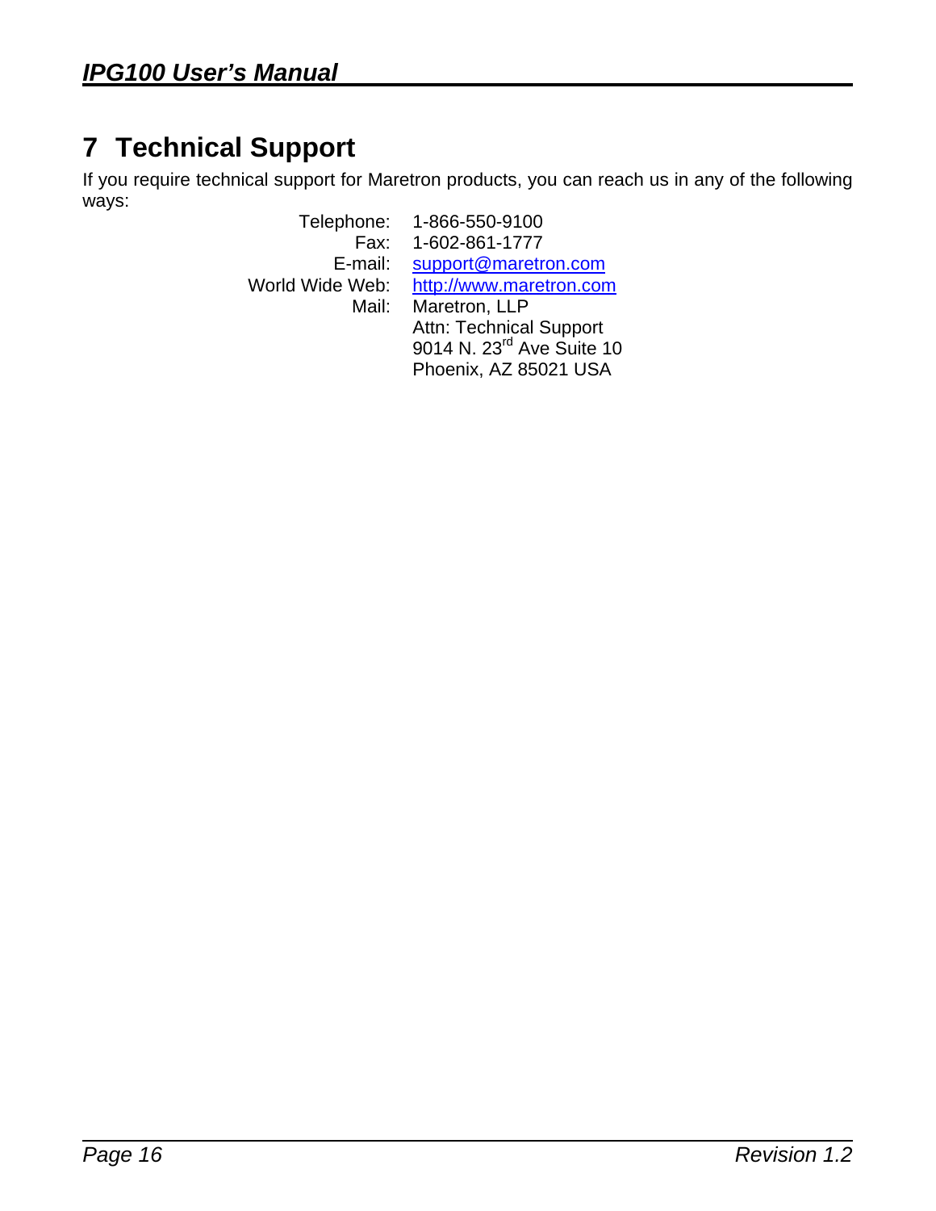# 7 Technical Support

If you require technical support for Maretron products, you can reach us in any of the following ways:

| | |
|---|---|
| Telephone: | 1-866-550-9100 |
| Fax: | 1-602-861-1777 |
| E-mail: | support@maretron.com |
| World Wide Web: | http://www.maretron.com |
| Mail: | Maretron, LLP<br>Attn: Technical Support<br>9014 N. 23rd Ave Suite 10<br>Phoenix, AZ 85021 USA |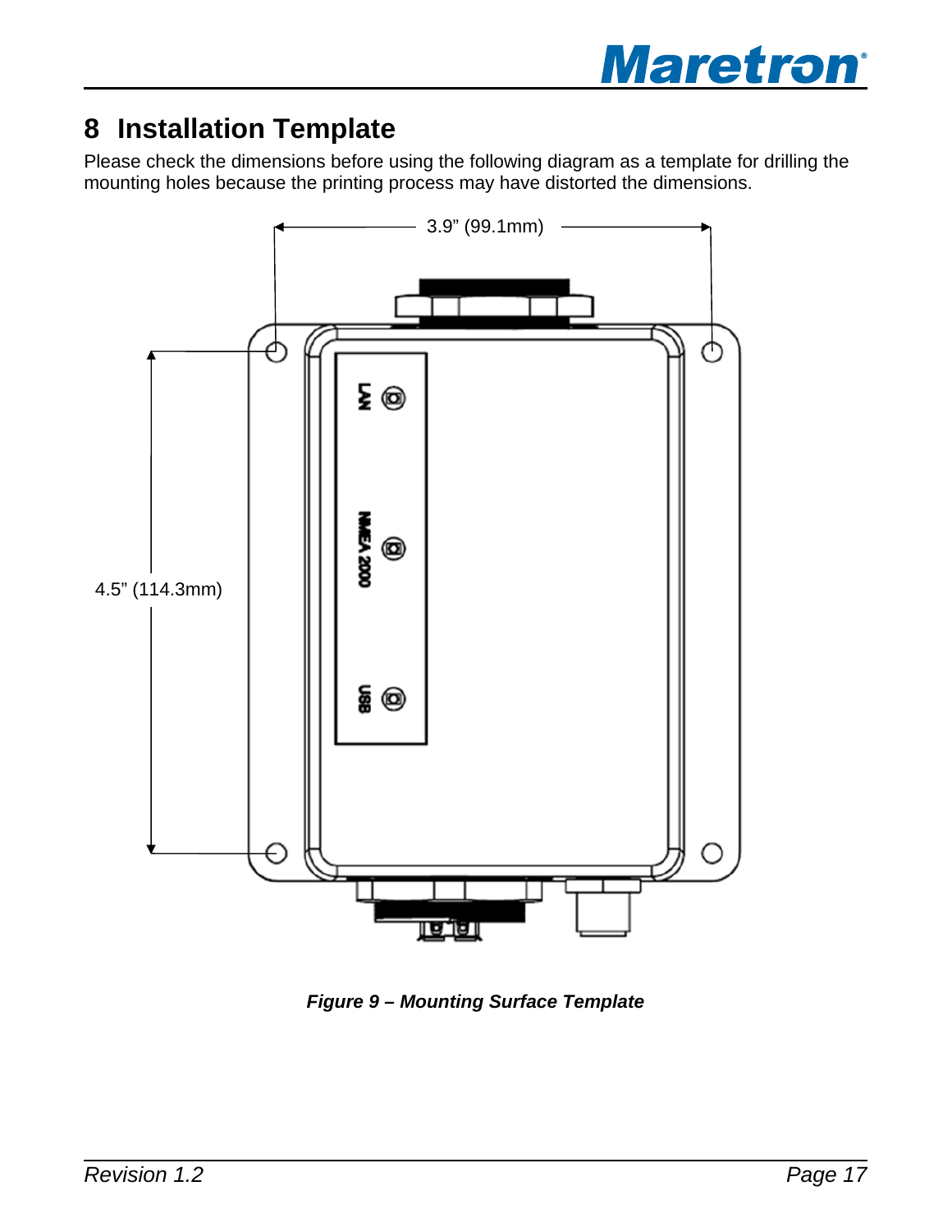# 8 Installation Template

Please check the dimensions before using the following diagram as a template for drilling the mounting holes because the printing process may have distorted the dimensions.

3.9" (99.1mm)

4.5" (114.3mm)

LAN

NMEA 2000

USB

***Figure 9 – Mounting Surface Template***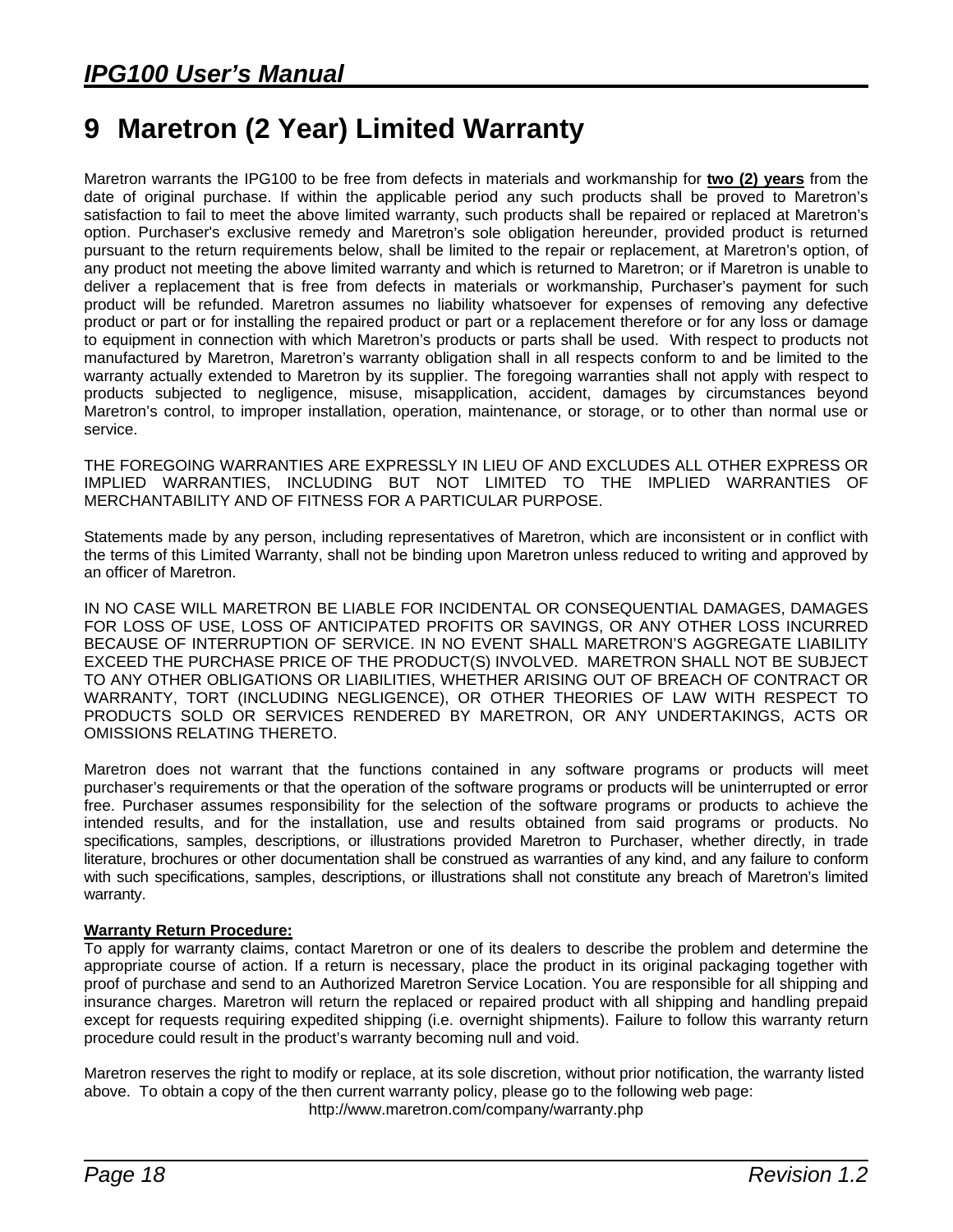# 9 Maretron (2 Year) Limited Warranty

Maretron warrants the IPG100 to be free from defects in materials and workmanship for **two (2) years** from the date of original purchase. If within the applicable period any such products shall be proved to Maretron's satisfaction to fail to meet the above limited warranty, such products shall be repaired or replaced at Maretron's option. Purchaser's exclusive remedy and Maretron's sole obligation hereunder, provided product is returned pursuant to the return requirements below, shall be limited to the repair or replacement, at Maretron's option, of any product not meeting the above limited warranty and which is returned to Maretron; or if Maretron is unable to deliver a replacement that is free from defects in materials or workmanship, Purchaser's payment for such product will be refunded. Maretron assumes no liability whatsoever for expenses of removing any defective product or part or for installing the repaired product or part or a replacement therefore or for any loss or damage to equipment in connection with which Maretron's products or parts shall be used. With respect to products not manufactured by Maretron, Maretron's warranty obligation shall in all respects conform to and be limited to the warranty actually extended to Maretron by its supplier. The foregoing warranties shall not apply with respect to products subjected to negligence, misuse, misapplication, accident, damages by circumstances beyond Maretron's control, to improper installation, operation, maintenance, or storage, or to other than normal use or service.

THE FOREGOING WARRANTIES ARE EXPRESSLY IN LIEU OF AND EXCLUDES ALL OTHER EXPRESS OR IMPLIED WARRANTIES, INCLUDING BUT NOT LIMITED TO THE IMPLIED WARRANTIES OF MERCHANTABILITY AND OF FITNESS FOR A PARTICULAR PURPOSE.

Statements made by any person, including representatives of Maretron, which are inconsistent or in conflict with the terms of this Limited Warranty, shall not be binding upon Maretron unless reduced to writing and approved by an officer of Maretron.

IN NO CASE WILL MARETRON BE LIABLE FOR INCIDENTAL OR CONSEQUENTIAL DAMAGES, DAMAGES FOR LOSS OF USE, LOSS OF ANTICIPATED PROFITS OR SAVINGS, OR ANY OTHER LOSS INCURRED BECAUSE OF INTERRUPTION OF SERVICE. IN NO EVENT SHALL MARETRON'S AGGREGATE LIABILITY EXCEED THE PURCHASE PRICE OF THE PRODUCT(S) INVOLVED. MARETRON SHALL NOT BE SUBJECT TO ANY OTHER OBLIGATIONS OR LIABILITIES, WHETHER ARISING OUT OF BREACH OF CONTRACT OR WARRANTY, TORT (INCLUDING NEGLIGENCE), OR OTHER THEORIES OF LAW WITH RESPECT TO PRODUCTS SOLD OR SERVICES RENDERED BY MARETRON, OR ANY UNDERTAKINGS, ACTS OR OMISSIONS RELATING THERETO.

Maretron does not warrant that the functions contained in any software programs or products will meet purchaser's requirements or that the operation of the software programs or products will be uninterrupted or error free. Purchaser assumes responsibility for the selection of the software programs or products to achieve the intended results, and for the installation, use and results obtained from said programs or products. No specifications, samples, descriptions, or illustrations provided Maretron to Purchaser, whether directly, in trade literature, brochures or other documentation shall be construed as warranties of any kind, and any failure to conform with such specifications, samples, descriptions, or illustrations shall not constitute any breach of Maretron's limited warranty.

**Warranty Return Procedure:**

To apply for warranty claims, contact Maretron or one of its dealers to describe the problem and determine the appropriate course of action. If a return is necessary, place the product in its original packaging together with proof of purchase and send to an Authorized Maretron Service Location. You are responsible for all shipping and insurance charges. Maretron will return the replaced or repaired product with all shipping and handling prepaid except for requests requiring expedited shipping (i.e. overnight shipments). Failure to follow this warranty return procedure could result in the product's warranty becoming null and void.

Maretron reserves the right to modify or replace, at its sole discretion, without prior notification, the warranty listed above. To obtain a copy of the then current warranty policy, please go to the following web page:

http://www.maretron.com/company/warranty.php